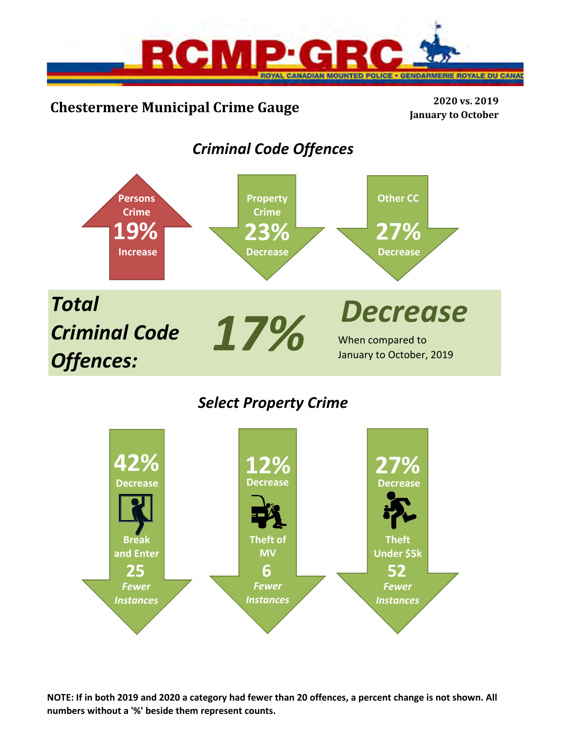RCMP·GRC

ROYAL CANADIAN MOUNTED POLICE • GENDARMERIE ROYALE DU CANADA

# Chestermere Municipal Crime Gauge

**2020 vs. 2019**
**January to October**

## *Criminal Code Offences*

**Persons Crime**
**19%**
**Increase**

**Property Crime**
**23%**
**Decrease**

**Other CC**
**27%**
**Decrease**

***Total Criminal Code Offences:*** ***17%*** ***Decrease***

When compared to January to October, 2019

## *Select Property Crime*

**42%**
**Decrease**
**Break and Enter**
**25**
***Fewer Instances***

**12%**
**Decrease**
**Theft of MV**
**6**
***Fewer Instances***

**27%**
**Decrease**
**Theft Under $5k**
**52**
***Fewer Instances***

**NOTE: If in both 2019 and 2020 a category had fewer than 20 offences, a percent change is not shown. All numbers without a '%' beside them represent counts.**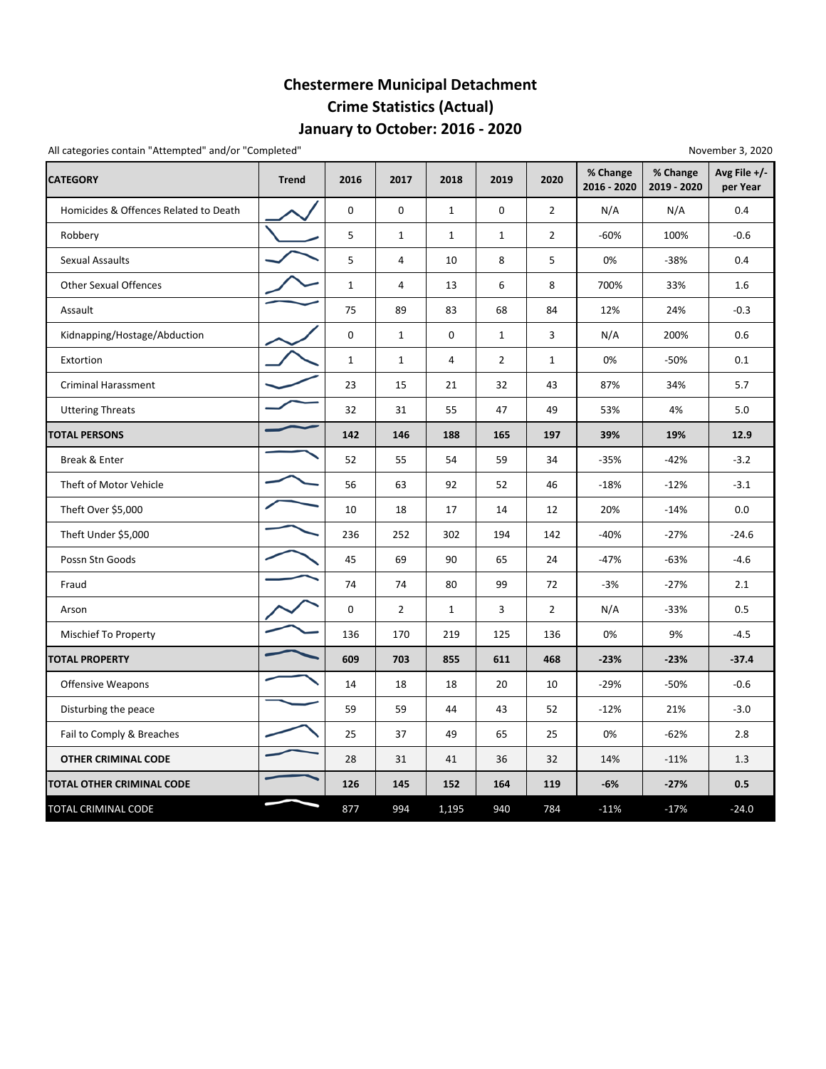# Chestermere Municipal Detachment
# Crime Statistics (Actual)
# January to October: 2016 - 2020

All categories contain "Attempted" and/or "Completed"

November 3, 2020

| CATEGORY | Trend | 2016 | 2017 | 2018 | 2019 | 2020 | % Change 2016 - 2020 | % Change 2019 - 2020 | Avg File +/- per Year |
|---|---|---|---|---|---|---|---|---|---|
| Homicides & Offences Related to Death | | 0 | 0 | 1 | 0 | 2 | N/A | N/A | 0.4 |
| Robbery | | 5 | 1 | 1 | 1 | 2 | -60% | 100% | -0.6 |
| Sexual Assaults | | 5 | 4 | 10 | 8 | 5 | 0% | -38% | 0.4 |
| Other Sexual Offences | | 1 | 4 | 13 | 6 | 8 | 700% | 33% | 1.6 |
| Assault | | 75 | 89 | 83 | 68 | 84 | 12% | 24% | -0.3 |
| Kidnapping/Hostage/Abduction | | 0 | 1 | 0 | 1 | 3 | N/A | 200% | 0.6 |
| Extortion | | 1 | 1 | 4 | 2 | 1 | 0% | -50% | 0.1 |
| Criminal Harassment | | 23 | 15 | 21 | 32 | 43 | 87% | 34% | 5.7 |
| Uttering Threats | | 32 | 31 | 55 | 47 | 49 | 53% | 4% | 5.0 |
| **TOTAL PERSONS** | | **142** | **146** | **188** | **165** | **197** | **39%** | **19%** | **12.9** |
| Break & Enter | | 52 | 55 | 54 | 59 | 34 | -35% | -42% | -3.2 |
| Theft of Motor Vehicle | | 56 | 63 | 92 | 52 | 46 | -18% | -12% | -3.1 |
| Theft Over $5,000 | | 10 | 18 | 17 | 14 | 12 | 20% | -14% | 0.0 |
| Theft Under $5,000 | | 236 | 252 | 302 | 194 | 142 | -40% | -27% | -24.6 |
| Possn Stn Goods | | 45 | 69 | 90 | 65 | 24 | -47% | -63% | -4.6 |
| Fraud | | 74 | 74 | 80 | 99 | 72 | -3% | -27% | 2.1 |
| Arson | | 0 | 2 | 1 | 3 | 2 | N/A | -33% | 0.5 |
| Mischief To Property | | 136 | 170 | 219 | 125 | 136 | 0% | 9% | -4.5 |
| **TOTAL PROPERTY** | | **609** | **703** | **855** | **611** | **468** | **-23%** | **-23%** | **-37.4** |
| Offensive Weapons | | 14 | 18 | 18 | 20 | 10 | -29% | -50% | -0.6 |
| Disturbing the peace | | 59 | 59 | 44 | 43 | 52 | -12% | 21% | -3.0 |
| Fail to Comply & Breaches | | 25 | 37 | 49 | 65 | 25 | 0% | -62% | 2.8 |
| **OTHER CRIMINAL CODE** | | 28 | 31 | 41 | 36 | 32 | 14% | -11% | 1.3 |
| **TOTAL OTHER CRIMINAL CODE** | | **126** | **145** | **152** | **164** | **119** | **-6%** | **-27%** | **0.5** |
| TOTAL CRIMINAL CODE | | 877 | 994 | 1,195 | 940 | 784 | -11% | -17% | -24.0 |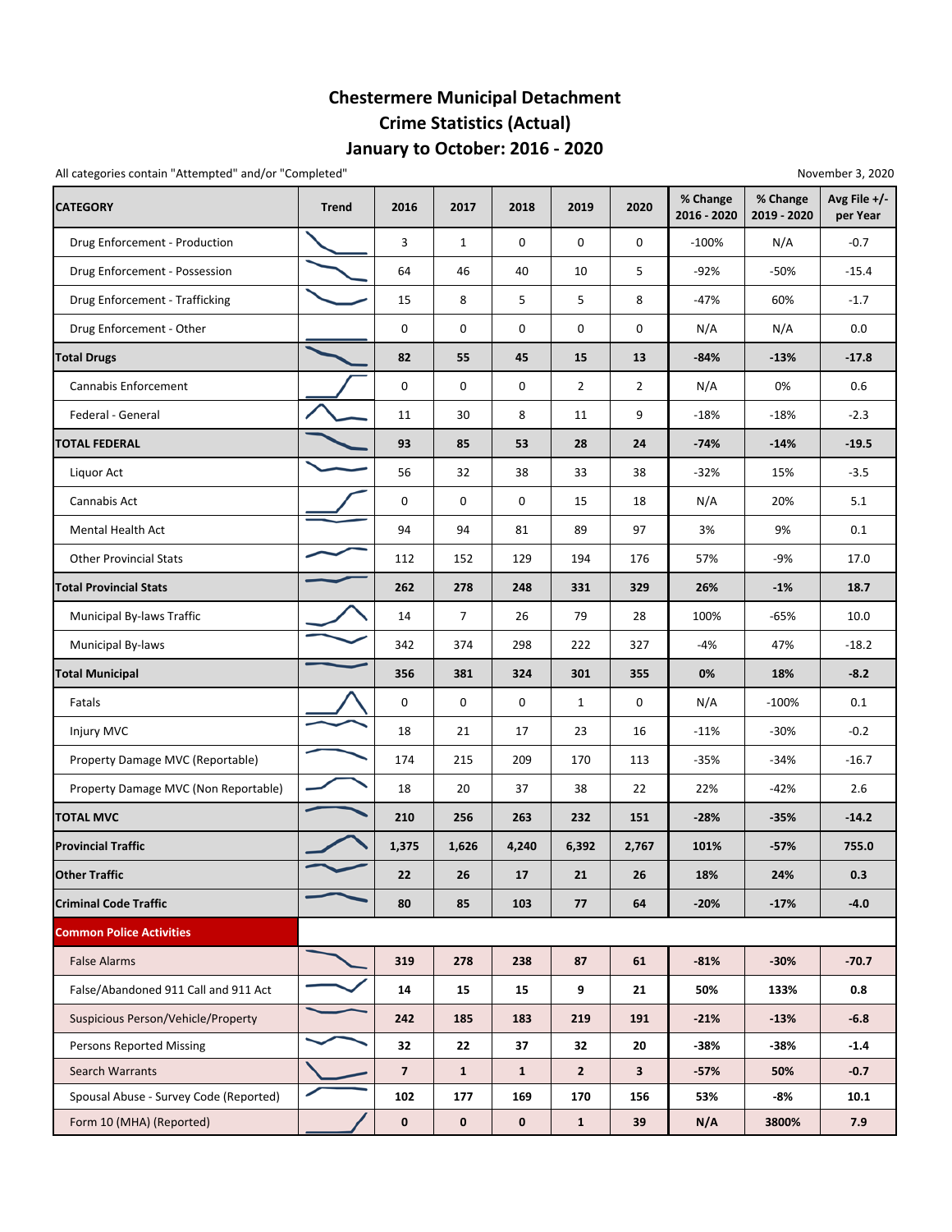# Chestermere Municipal Detachment
# Crime Statistics (Actual)
# January to October: 2016 - 2020

All categories contain "Attempted" and/or "Completed"

November 3, 2020

| CATEGORY | Trend | 2016 | 2017 | 2018 | 2019 | 2020 | % Change 2016 - 2020 | % Change 2019 - 2020 | Avg File +/- per Year |
|---|---|---|---|---|---|---|---|---|---|
| Drug Enforcement - Production | | 3 | 1 | 0 | 0 | 0 | -100% | N/A | -0.7 |
| Drug Enforcement - Possession | | 64 | 46 | 40 | 10 | 5 | -92% | -50% | -15.4 |
| Drug Enforcement - Trafficking | | 15 | 8 | 5 | 5 | 8 | -47% | 60% | -1.7 |
| Drug Enforcement - Other | | 0 | 0 | 0 | 0 | 0 | N/A | N/A | 0.0 |
| **Total Drugs** | | **82** | **55** | **45** | **15** | **13** | **-84%** | **-13%** | **-17.8** |
| Cannabis Enforcement | | 0 | 0 | 0 | 2 | 2 | N/A | 0% | 0.6 |
| Federal - General | | 11 | 30 | 8 | 11 | 9 | -18% | -18% | -2.3 |
| **TOTAL FEDERAL** | | **93** | **85** | **53** | **28** | **24** | **-74%** | **-14%** | **-19.5** |
| Liquor Act | | 56 | 32 | 38 | 33 | 38 | -32% | 15% | -3.5 |
| Cannabis Act | | 0 | 0 | 0 | 15 | 18 | N/A | 20% | 5.1 |
| Mental Health Act | | 94 | 94 | 81 | 89 | 97 | 3% | 9% | 0.1 |
| Other Provincial Stats | | 112 | 152 | 129 | 194 | 176 | 57% | -9% | 17.0 |
| **Total Provincial Stats** | | **262** | **278** | **248** | **331** | **329** | **26%** | **-1%** | **18.7** |
| Municipal By-laws Traffic | | 14 | 7 | 26 | 79 | 28 | 100% | -65% | 10.0 |
| Municipal By-laws | | 342 | 374 | 298 | 222 | 327 | -4% | 47% | -18.2 |
| **Total Municipal** | | **356** | **381** | **324** | **301** | **355** | **0%** | **18%** | **-8.2** |
| Fatals | | 0 | 0 | 0 | 1 | 0 | N/A | -100% | 0.1 |
| Injury MVC | | 18 | 21 | 17 | 23 | 16 | -11% | -30% | -0.2 |
| Property Damage MVC (Reportable) | | 174 | 215 | 209 | 170 | 113 | -35% | -34% | -16.7 |
| Property Damage MVC (Non Reportable) | | 18 | 20 | 37 | 38 | 22 | 22% | -42% | 2.6 |
| **TOTAL MVC** | | **210** | **256** | **263** | **232** | **151** | **-28%** | **-35%** | **-14.2** |
| **Provincial Traffic** | | **1,375** | **1,626** | **4,240** | **6,392** | **2,767** | **101%** | **-57%** | **755.0** |
| **Other Traffic** | | **22** | **26** | **17** | **21** | **26** | **18%** | **24%** | **0.3** |
| **Criminal Code Traffic** | | **80** | **85** | **103** | **77** | **64** | **-20%** | **-17%** | **-4.0** |
| **Common Police Activities** | | | | | | | | | |
| False Alarms | | **319** | **278** | **238** | **87** | **61** | **-81%** | **-30%** | **-70.7** |
| False/Abandoned 911 Call and 911 Act | | **14** | **15** | **15** | **9** | **21** | **50%** | **133%** | **0.8** |
| Suspicious Person/Vehicle/Property | | **242** | **185** | **183** | **219** | **191** | **-21%** | **-13%** | **-6.8** |
| Persons Reported Missing | | **32** | **22** | **37** | **32** | **20** | **-38%** | **-38%** | **-1.4** |
| Search Warrants | | **7** | **1** | **1** | **2** | **3** | **-57%** | **50%** | **-0.7** |
| Spousal Abuse - Survey Code (Reported) | | **102** | **177** | **169** | **170** | **156** | **53%** | **-8%** | **10.1** |
| Form 10 (MHA) (Reported) | | **0** | **0** | **0** | **1** | **39** | **N/A** | **3800%** | **7.9** |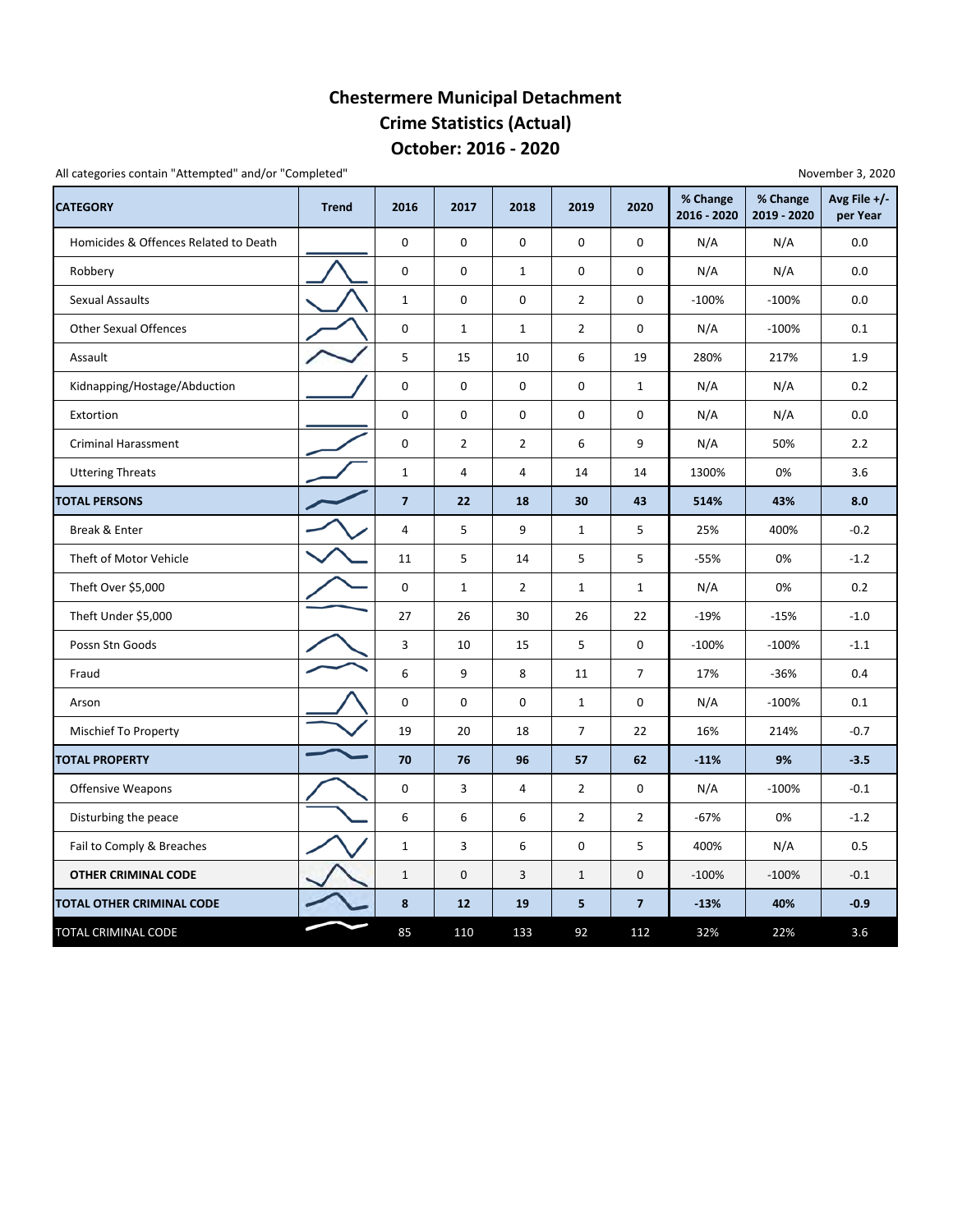# Chestermere Municipal Detachment
## Crime Statistics (Actual)
## October: 2016 - 2020

All categories contain "Attempted" and/or "Completed"

November 3, 2020

| CATEGORY | Trend | 2016 | 2017 | 2018 | 2019 | 2020 | % Change 2016 - 2020 | % Change 2019 - 2020 | Avg File +/- per Year |
|---|---|---|---|---|---|---|---|---|---|
| Homicides & Offences Related to Death | | 0 | 0 | 0 | 0 | 0 | N/A | N/A | 0.0 |
| Robbery | | 0 | 0 | 1 | 0 | 0 | N/A | N/A | 0.0 |
| Sexual Assaults | | 1 | 0 | 0 | 2 | 0 | -100% | -100% | 0.0 |
| Other Sexual Offences | | 0 | 1 | 1 | 2 | 0 | N/A | -100% | 0.1 |
| Assault | | 5 | 15 | 10 | 6 | 19 | 280% | 217% | 1.9 |
| Kidnapping/Hostage/Abduction | | 0 | 0 | 0 | 0 | 1 | N/A | N/A | 0.2 |
| Extortion | | 0 | 0 | 0 | 0 | 0 | N/A | N/A | 0.0 |
| Criminal Harassment | | 0 | 2 | 2 | 6 | 9 | N/A | 50% | 2.2 |
| Uttering Threats | | 1 | 4 | 4 | 14 | 14 | 1300% | 0% | 3.6 |
| **TOTAL PERSONS** | | **7** | **22** | **18** | **30** | **43** | **514%** | **43%** | **8.0** |
| Break & Enter | | 4 | 5 | 9 | 1 | 5 | 25% | 400% | -0.2 |
| Theft of Motor Vehicle | | 11 | 5 | 14 | 5 | 5 | -55% | 0% | -1.2 |
| Theft Over $5,000 | | 0 | 1 | 2 | 1 | 1 | N/A | 0% | 0.2 |
| Theft Under $5,000 | | 27 | 26 | 30 | 26 | 22 | -19% | -15% | -1.0 |
| Possn Stn Goods | | 3 | 10 | 15 | 5 | 0 | -100% | -100% | -1.1 |
| Fraud | | 6 | 9 | 8 | 11 | 7 | 17% | -36% | 0.4 |
| Arson | | 0 | 0 | 0 | 1 | 0 | N/A | -100% | 0.1 |
| Mischief To Property | | 19 | 20 | 18 | 7 | 22 | 16% | 214% | -0.7 |
| **TOTAL PROPERTY** | | **70** | **76** | **96** | **57** | **62** | **-11%** | **9%** | **-3.5** |
| Offensive Weapons | | 0 | 3 | 4 | 2 | 0 | N/A | -100% | -0.1 |
| Disturbing the peace | | 6 | 6 | 6 | 2 | 2 | -67% | 0% | -1.2 |
| Fail to Comply & Breaches | | 1 | 3 | 6 | 0 | 5 | 400% | N/A | 0.5 |
| **OTHER CRIMINAL CODE** | | 1 | 0 | 3 | 1 | 0 | -100% | -100% | -0.1 |
| **TOTAL OTHER CRIMINAL CODE** | | **8** | **12** | **19** | **5** | **7** | **-13%** | **40%** | **-0.9** |
| TOTAL CRIMINAL CODE | | 85 | 110 | 133 | 92 | 112 | 32% | 22% | 3.6 |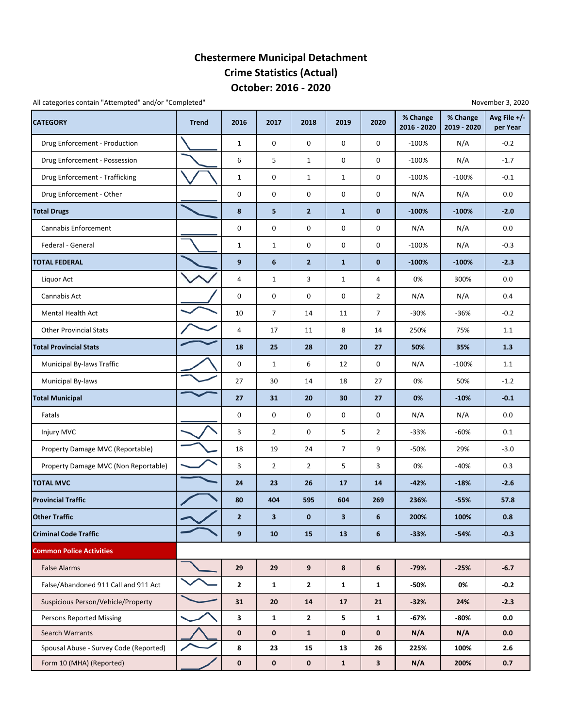# Chestermere Municipal Detachment
# Crime Statistics (Actual)
# October: 2016 - 2020

All categories contain "Attempted" and/or "Completed"

November 3, 2020

| CATEGORY | Trend | 2016 | 2017 | 2018 | 2019 | 2020 | % Change 2016 - 2020 | % Change 2019 - 2020 | Avg File +/- per Year |
|---|---|---|---|---|---|---|---|---|---|
| Drug Enforcement - Production | | 1 | 0 | 0 | 0 | 0 | -100% | N/A | -0.2 |
| Drug Enforcement - Possession | | 6 | 5 | 1 | 0 | 0 | -100% | N/A | -1.7 |
| Drug Enforcement - Trafficking | | 1 | 0 | 1 | 1 | 0 | -100% | -100% | -0.1 |
| Drug Enforcement - Other | | 0 | 0 | 0 | 0 | 0 | N/A | N/A | 0.0 |
| **Total Drugs** | | **8** | **5** | **2** | **1** | **0** | **-100%** | **-100%** | **-2.0** |
| Cannabis Enforcement | | 0 | 0 | 0 | 0 | 0 | N/A | N/A | 0.0 |
| Federal - General | | 1 | 1 | 0 | 0 | 0 | -100% | N/A | -0.3 |
| **TOTAL FEDERAL** | | **9** | **6** | **2** | **1** | **0** | **-100%** | **-100%** | **-2.3** |
| Liquor Act | | 4 | 1 | 3 | 1 | 4 | 0% | 300% | 0.0 |
| Cannabis Act | | 0 | 0 | 0 | 0 | 2 | N/A | N/A | 0.4 |
| Mental Health Act | | 10 | 7 | 14 | 11 | 7 | -30% | -36% | -0.2 |
| Other Provincial Stats | | 4 | 17 | 11 | 8 | 14 | 250% | 75% | 1.1 |
| **Total Provincial Stats** | | **18** | **25** | **28** | **20** | **27** | **50%** | **35%** | **1.3** |
| Municipal By-laws Traffic | | 0 | 1 | 6 | 12 | 0 | N/A | -100% | 1.1 |
| Municipal By-laws | | 27 | 30 | 14 | 18 | 27 | 0% | 50% | -1.2 |
| **Total Municipal** | | **27** | **31** | **20** | **30** | **27** | **0%** | **-10%** | **-0.1** |
| Fatals | | 0 | 0 | 0 | 0 | 0 | N/A | N/A | 0.0 |
| Injury MVC | | 3 | 2 | 0 | 5 | 2 | -33% | -60% | 0.1 |
| Property Damage MVC (Reportable) | | 18 | 19 | 24 | 7 | 9 | -50% | 29% | -3.0 |
| Property Damage MVC (Non Reportable) | | 3 | 2 | 2 | 5 | 3 | 0% | -40% | 0.3 |
| **TOTAL MVC** | | **24** | **23** | **26** | **17** | **14** | **-42%** | **-18%** | **-2.6** |
| **Provincial Traffic** | | **80** | **404** | **595** | **604** | **269** | **236%** | **-55%** | **57.8** |
| **Other Traffic** | | **2** | **3** | **0** | **3** | **6** | **200%** | **100%** | **0.8** |
| **Criminal Code Traffic** | | **9** | **10** | **15** | **13** | **6** | **-33%** | **-54%** | **-0.3** |
| **Common Police Activities** | | | | | | | | | |
| False Alarms | | **29** | **29** | **9** | **8** | **6** | **-79%** | **-25%** | **-6.7** |
| False/Abandoned 911 Call and 911 Act | | **2** | **1** | **2** | **1** | **1** | **-50%** | **0%** | **-0.2** |
| Suspicious Person/Vehicle/Property | | **31** | **20** | **14** | **17** | **21** | **-32%** | **24%** | **-2.3** |
| Persons Reported Missing | | **3** | **1** | **2** | **5** | **1** | **-67%** | **-80%** | **0.0** |
| Search Warrants | | **0** | **0** | **1** | **0** | **0** | **N/A** | **N/A** | **0.0** |
| Spousal Abuse - Survey Code (Reported) | | **8** | **23** | **15** | **13** | **26** | **225%** | **100%** | **2.6** |
| Form 10 (MHA) (Reported) | | **0** | **0** | **0** | **1** | **3** | **N/A** | **200%** | **0.7** |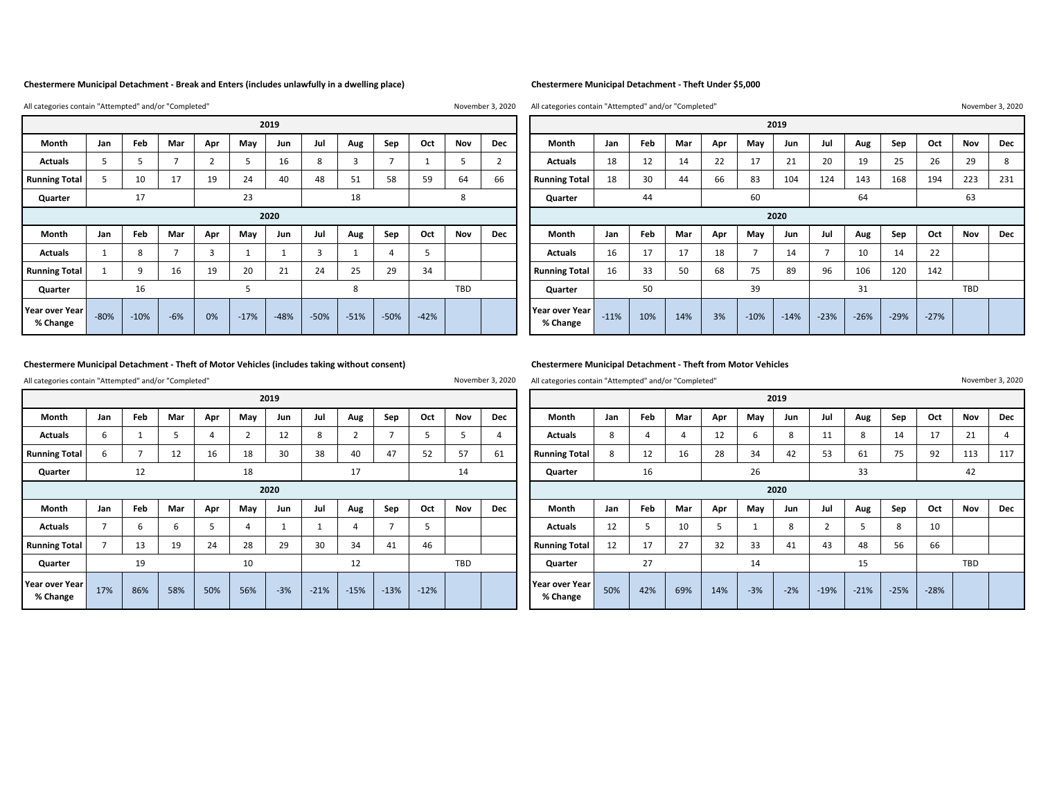**Chestermere Municipal Detachment - Break and Enters (includes unlawfully in a dwelling place)**

All categories contain "Attempted" and/or "Completed"

November 3, 2020

| 2019 | | | | | | | | | | | | |
|---|---|---|---|---|---|---|---|---|---|---|---|---|
| Month | Jan | Feb | Mar | Apr | May | Jun | Jul | Aug | Sep | Oct | Nov | Dec |
| Actuals | 5 | 5 | 7 | 2 | 5 | 16 | 8 | 3 | 7 | 1 | 5 | 2 |
| Running Total | 5 | 10 | 17 | 19 | 24 | 40 | 48 | 51 | 58 | 59 | 64 | 66 |
| Quarter | | 17 | | | 23 | | | 18 | | | 8 | |
| **2020** | | | | | | | | | | | | |
| Month | Jan | Feb | Mar | Apr | May | Jun | Jul | Aug | Sep | Oct | Nov | Dec |
| Actuals | 1 | 8 | 7 | 3 | 1 | 1 | 3 | 1 | 4 | 5 | | |
| Running Total | 1 | 9 | 16 | 19 | 20 | 21 | 24 | 25 | 29 | 34 | | |
| Quarter | | 16 | | | 5 | | | 8 | | | TBD | |
| Year over Year % Change | -80% | -10% | -6% | 0% | -17% | -48% | -50% | -51% | -50% | -42% | | |

**Chestermere Municipal Detachment - Theft Under $5,000**

All categories contain "Attempted" and/or "Completed"

November 3, 2020

| 2019 | | | | | | | | | | | | |
|---|---|---|---|---|---|---|---|---|---|---|---|---|
| Month | Jan | Feb | Mar | Apr | May | Jun | Jul | Aug | Sep | Oct | Nov | Dec |
| Actuals | 18 | 12 | 14 | 22 | 17 | 21 | 20 | 19 | 25 | 26 | 29 | 8 |
| Running Total | 18 | 30 | 44 | 66 | 83 | 104 | 124 | 143 | 168 | 194 | 223 | 231 |
| Quarter | | 44 | | | 60 | | | 64 | | | 63 | |
| **2020** | | | | | | | | | | | | |
| Month | Jan | Feb | Mar | Apr | May | Jun | Jul | Aug | Sep | Oct | Nov | Dec |
| Actuals | 16 | 17 | 17 | 18 | 7 | 14 | 7 | 10 | 14 | 22 | | |
| Running Total | 16 | 33 | 50 | 68 | 75 | 89 | 96 | 106 | 120 | 142 | | |
| Quarter | | 50 | | | 39 | | | 31 | | | TBD | |
| Year over Year % Change | -11% | 10% | 14% | 3% | -10% | -14% | -23% | -26% | -29% | -27% | | |

**Chestermere Municipal Detachment - Theft of Motor Vehicles (includes taking without consent)**

All categories contain "Attempted" and/or "Completed"

November 3, 2020

| 2019 | | | | | | | | | | | | |
|---|---|---|---|---|---|---|---|---|---|---|---|---|
| Month | Jan | Feb | Mar | Apr | May | Jun | Jul | Aug | Sep | Oct | Nov | Dec |
| Actuals | 6 | 1 | 5 | 4 | 2 | 12 | 8 | 2 | 7 | 5 | 5 | 4 |
| Running Total | 6 | 7 | 12 | 16 | 18 | 30 | 38 | 40 | 47 | 52 | 57 | 61 |
| Quarter | | 12 | | | 18 | | | 17 | | | 14 | |
| **2020** | | | | | | | | | | | | |
| Month | Jan | Feb | Mar | Apr | May | Jun | Jul | Aug | Sep | Oct | Nov | Dec |
| Actuals | 7 | 6 | 6 | 5 | 4 | 1 | 1 | 4 | 7 | 5 | | |
| Running Total | 7 | 13 | 19 | 24 | 28 | 29 | 30 | 34 | 41 | 46 | | |
| Quarter | | 19 | | | 10 | | | 12 | | | TBD | |
| Year over Year % Change | 17% | 86% | 58% | 50% | 56% | -3% | -21% | -15% | -13% | -12% | | |

**Chestermere Municipal Detachment - Theft from Motor Vehicles**

All categories contain "Attempted" and/or "Completed"

November 3, 2020

| 2019 | | | | | | | | | | | | |
|---|---|---|---|---|---|---|---|---|---|---|---|---|
| Month | Jan | Feb | Mar | Apr | May | Jun | Jul | Aug | Sep | Oct | Nov | Dec |
| Actuals | 8 | 4 | 4 | 12 | 6 | 8 | 11 | 8 | 14 | 17 | 21 | 4 |
| Running Total | 8 | 12 | 16 | 28 | 34 | 42 | 53 | 61 | 75 | 92 | 113 | 117 |
| Quarter | | 16 | | | 26 | | | 33 | | | 42 | |
| **2020** | | | | | | | | | | | | |
| Month | Jan | Feb | Mar | Apr | May | Jun | Jul | Aug | Sep | Oct | Nov | Dec |
| Actuals | 12 | 5 | 10 | 5 | 1 | 8 | 2 | 5 | 8 | 10 | | |
| Running Total | 12 | 17 | 27 | 32 | 33 | 41 | 43 | 48 | 56 | 66 | | |
| Quarter | | 27 | | | 14 | | | 15 | | | TBD | |
| Year over Year % Change | 50% | 42% | 69% | 14% | -3% | -2% | -19% | -21% | -25% | -28% | | |